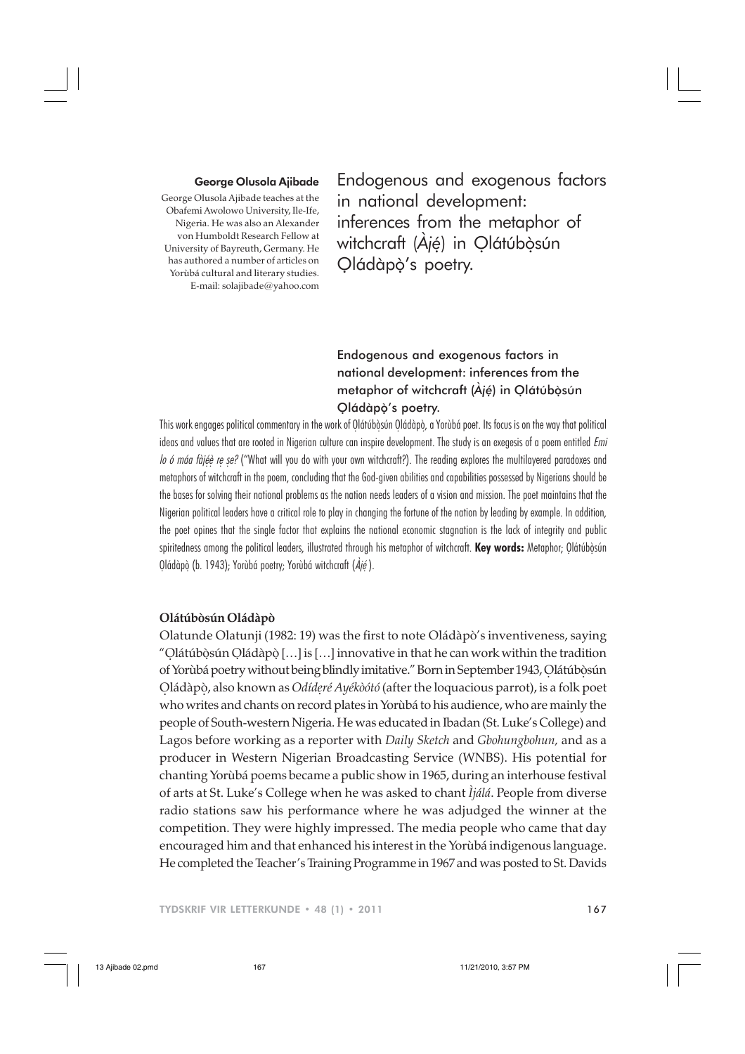**George Olusola Ajibade**

George Olusola Ajibade teaches at the Obafemi Awolowo University, Ile-Ife, Nigeria. He was also an Alexander von Humboldt Research Fellow at University of Bayreuth, Germany. He has authored a number of articles on Yorùbá cultural and literary studies. E-mail: solajibade@yahoo.com

# Endogenous and exogenous factors in national development: inferences from the metaphor of witchcraft (Àjẹ́) in Ọlátúbọ̀sún Ọládàpọ̀'s poetry.

### Endogenous and exogenous factors in national development: inferences from the metaphor of witchcraft (Àjẹ́) in Ọlátúbọ̀sún Ọládàpọ̀'s poetry.

This work engages political commentary in the work of Ọlátúbọ̀sún Ọládàpọ̀, a Yorùbá poet. Its focus is on the way that political ideas and values that are rooted in Nigerian culture can inspire development. The study is an exegesis of a poem entitled *Emi lo ó máa fàjẹ́ẹ̀ rẹ ṣe?* ("What will you do with your own witchcraft?). The reading explores the multilayered paradoxes and metaphors of witchcraft in the poem, concluding that the God-given abilities and capabilities possessed by Nigerians should be the bases for solving their national problems as the nation needs leaders of a vision and mission. The poet maintains that the Nigerian political leaders have a critical role to play in changing the fortune of the nation by leading by example. In addition, the poet opines that the single factor that explains the national economic stagnation is the lack of integrity and public spiritedness among the political leaders, illustrated through his metaphor of witchcraft. **Key words:** Metaphor; Ọlátúbọ̀sún Ọládàpọ̀ (b. 1943); Yorùbá poetry; Yorùbá witchcraft (*Àjẹ́*).

## Olátúbòsún Oládàpò

Olatunde Olatunji (1982: 19) was the first to note Oládàpò's inventiveness, saying "Ọlátúbọ̀sún Ọládàpọ̀ […] is […] innovative in that he can work within the tradition of Yorùbá poetry without being blindly imitative." Born in September 1943, Ọlátúbọ̀sún Ọládàpọ̀, also known as *Odídẹrẹ́ Ayékòótó* (after the loquacious parrot), is a folk poet who writes and chants on record plates in Yorùbá to his audience, who are mainly the people of South-western Nigeria. He was educated in Ibadan (St. Luke's College) and Lagos before working as a reporter with *Daily Sketch* and *Gbohungbohun,* and as a producer in Western Nigerian Broadcasting Service (WNBS). His potential for chanting Yorùbá poems became a public show in 1965, during an interhouse festival of arts at St. Luke's College when he was asked to chant *Ìjálá*. People from diverse radio stations saw his performance where he was adjudged the winner at the competition. They were highly impressed. The media people who came that day encouraged him and that enhanced his interest in the Yorùbá indigenous language. He completed the Teacher's Training Programme in 1967 and was posted to St. Davids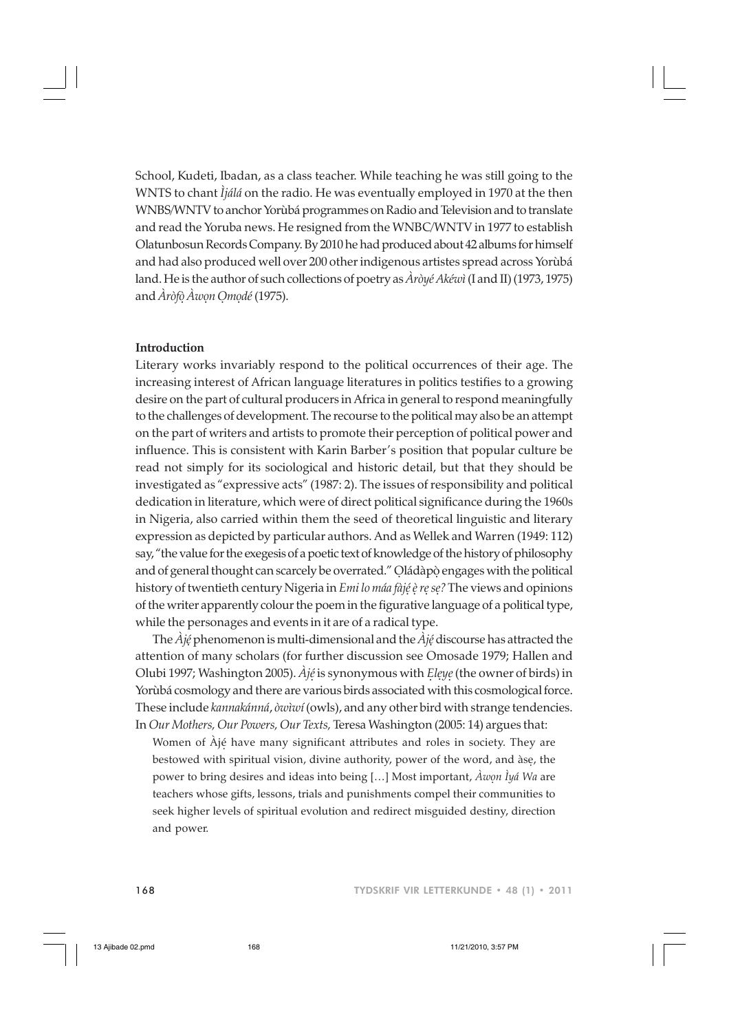School, Kudeti, Ibadan, as a class teacher. While teaching he was still going to the WNTS to chant *Ìjálá* on the radio. He was eventually employed in 1970 at the then WNBS/WNTV to anchor Yorùbá programmes on Radio and Television and to translate and read the Yoruba news. He resigned from the WNBC/WNTV in 1977 to establish Olatunbosun Records Company. By 2010 he had produced about 42 albums for himself and had also produced well over 200 other indigenous artistes spread across Yorùbá land. He is the author of such collections of poetry as *Àròyé Akéwì* (I and II) (1973, 1975) and *Àròfọ̀ Àwọn Ọmọdé* (1975).

**Introduction**

Literary works invariably respond to the political occurrences of their age. The increasing interest of African language literatures in politics testifies to a growing desire on the part of cultural producers in Africa in general to respond meaningfully to the challenges of development. The recourse to the political may also be an attempt on the part of writers and artists to promote their perception of political power and influence. This is consistent with Karin Barber's position that popular culture be read not simply for its sociological and historic detail, but that they should be investigated as "expressive acts" (1987: 2). The issues of responsibility and political dedication in literature, which were of direct political significance during the 1960s in Nigeria, also carried within them the seed of theoretical linguistic and literary expression as depicted by particular authors. And as Wellek and Warren (1949: 112) say, "the value for the exegesis of a poetic text of knowledge of the history of philosophy and of general thought can scarcely be overrated." Ọládàpọ̀ engages with the political history of twentieth century Nigeria in *Emi lo máa fàjẹ́ ẹ̀ rẹ ṣẹ?* The views and opinions of the writer apparently colour the poem in the figurative language of a political type, while the personages and events in it are of a radical type.

The *Àjẹ́* phenomenon is multi-dimensional and the *Àjẹ́* discourse has attracted the attention of many scholars (for further discussion see Omosade 1979; Hallen and Olubi 1997; Washington 2005). *Àjẹ́* is synonymous with *Ẹlẹyẹ* (the owner of birds) in Yorùbá cosmology and there are various birds associated with this cosmological force. These include *kannakánná*, *òwìwí* (owls), and any other bird with strange tendencies. In *Our Mothers, Our Powers, Our Texts,* Teresa Washington (2005: 14) argues that:

> Women of Àjẹ́ have many significant attributes and roles in society. They are bestowed with spiritual vision, divine authority, power of the word, and àṣẹ, the power to bring desires and ideas into being […] Most important, *Àwọn Ìyá Wa* are teachers whose gifts, lessons, trials and punishments compel their communities to seek higher levels of spiritual evolution and redirect misguided destiny, direction and power.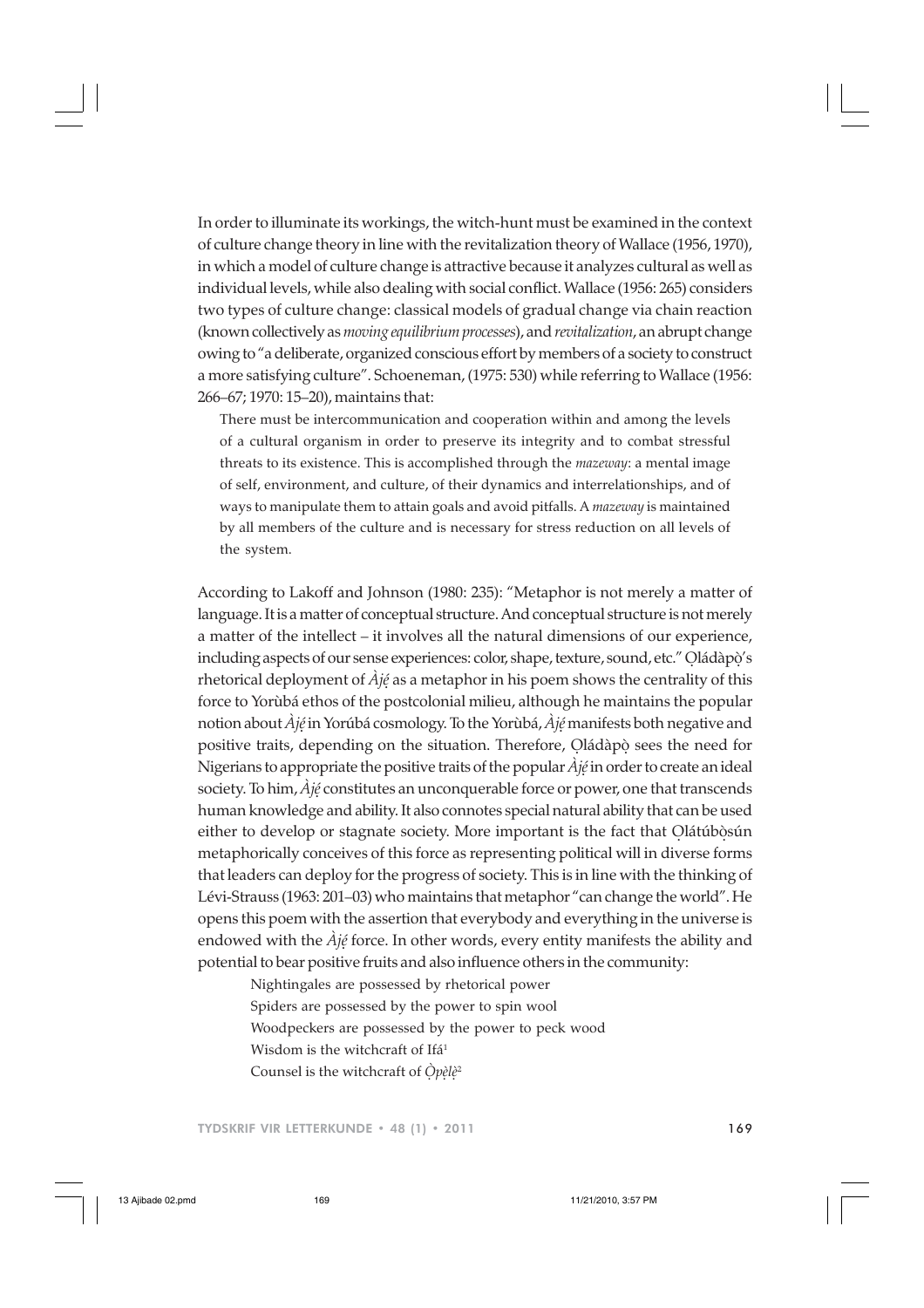In order to illuminate its workings, the witch-hunt must be examined in the context of culture change theory in line with the revitalization theory of Wallace (1956, 1970), in which a model of culture change is attractive because it analyzes cultural as well as individual levels, while also dealing with social conflict. Wallace (1956: 265) considers two types of culture change: classical models of gradual change via chain reaction (known collectively as *moving equilibrium processes*), and *revitalization*, an abrupt change owing to "a deliberate, organized conscious effort by members of a society to construct a more satisfying culture". Schoeneman, (1975: 530) while referring to Wallace (1956: 266–67; 1970: 15–20), maintains that:

> There must be intercommunication and cooperation within and among the levels of a cultural organism in order to preserve its integrity and to combat stressful threats to its existence. This is accomplished through the *mazeway*: a mental image of self, environment, and culture, of their dynamics and interrelationships, and of ways to manipulate them to attain goals and avoid pitfalls. A *mazeway* is maintained by all members of the culture and is necessary for stress reduction on all levels of the system.

According to Lakoff and Johnson (1980: 235): "Metaphor is not merely a matter of language. It is a matter of conceptual structure. And conceptual structure is not merely a matter of the intellect – it involves all the natural dimensions of our experience, including aspects of our sense experiences: color, shape, texture, sound, etc." Ọládàpọ̀'s rhetorical deployment of *Àjẹ́* as a metaphor in his poem shows the centrality of this force to Yorùbá ethos of the postcolonial milieu, although he maintains the popular notion about *Àjẹ́* in Yorúbá cosmology. To the Yorùbá, *Àjẹ́* manifests both negative and positive traits, depending on the situation. Therefore, Ọládàpọ̀ sees the need for Nigerians to appropriate the positive traits of the popular *Àjẹ́* in order to create an ideal society. To him, *Àjẹ́* constitutes an unconquerable force or power, one that transcends human knowledge and ability. It also connotes special natural ability that can be used either to develop or stagnate society. More important is the fact that Ọlátúbọ̀sún metaphorically conceives of this force as representing political will in diverse forms that leaders can deploy for the progress of society. This is in line with the thinking of Lévi-Strauss (1963: 201–03) who maintains that metaphor "can change the world". He opens this poem with the assertion that everybody and everything in the universe is endowed with the *Àjẹ́* force. In other words, every entity manifests the ability and potential to bear positive fruits and also influence others in the community:

> Nightingales are possessed by rhetorical power
> Spiders are possessed by the power to spin wool
> Woodpeckers are possessed by the power to peck wood
> Wisdom is the witchcraft of Ifá[1]
> Counsel is the witchcraft of *Ọ̀pẹ̀lẹ̀*[2]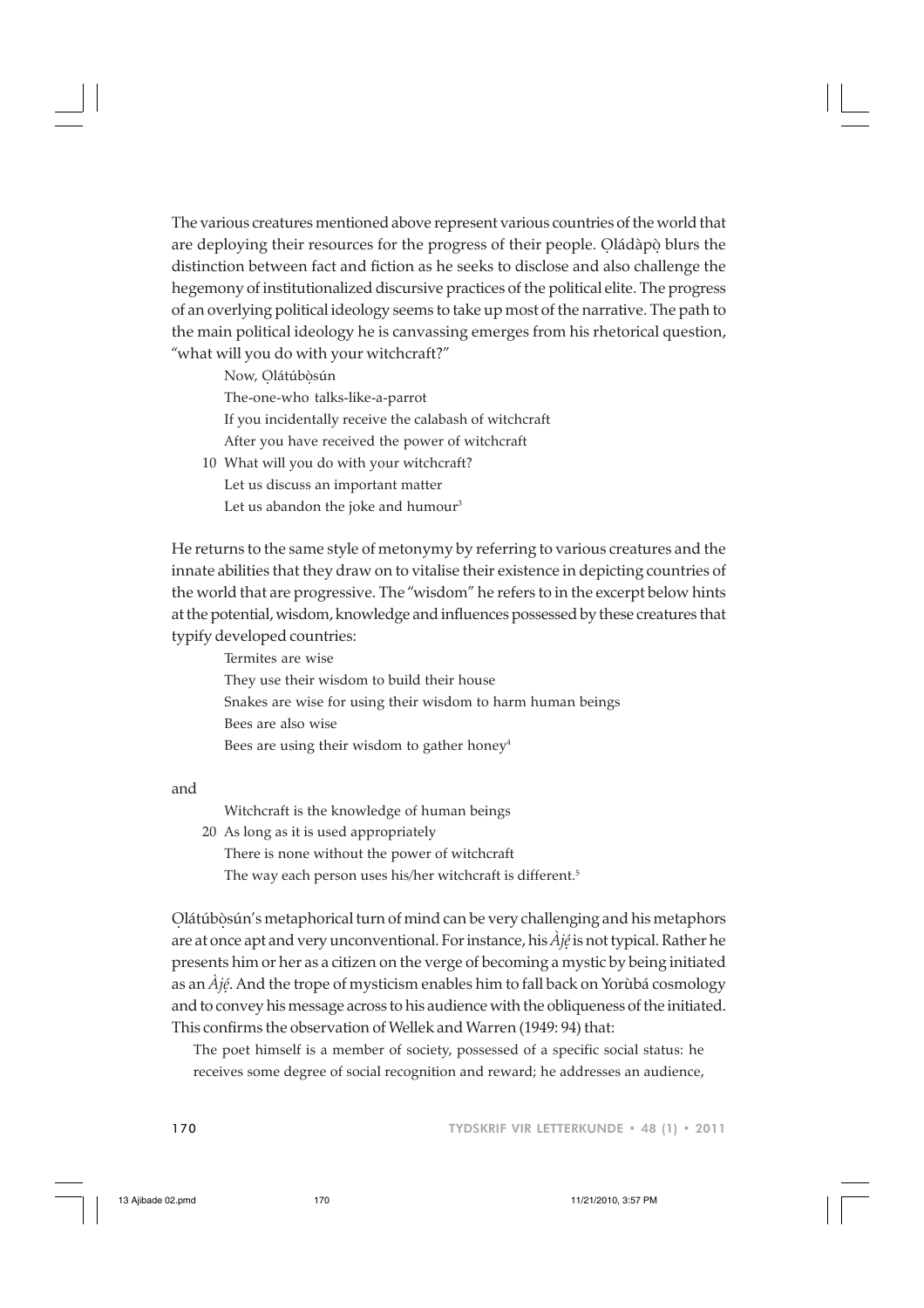The various creatures mentioned above represent various countries of the world that are deploying their resources for the progress of their people. Ọládàpọ̀ blurs the distinction between fact and fiction as he seeks to disclose and also challenge the hegemony of institutionalized discursive practices of the political elite. The progress of an overlying political ideology seems to take up most of the narrative. The path to the main political ideology he is canvassing emerges from his rhetorical question, "what will you do with your witchcraft?"

> Now, Ọlátúbọ̀sún
> The-one-who talks-like-a-parrot
> If you incidentally receive the calabash of witchcraft
> After you have received the power of witchcraft
> 10 What will you do with your witchcraft?
> Let us discuss an important matter
> Let us abandon the joke and humour[3]

He returns to the same style of metonymy by referring to various creatures and the innate abilities that they draw on to vitalise their existence in depicting countries of the world that are progressive. The "wisdom" he refers to in the excerpt below hints at the potential, wisdom, knowledge and influences possessed by these creatures that typify developed countries:

> Termites are wise
> They use their wisdom to build their house
> Snakes are wise for using their wisdom to harm human beings
> Bees are also wise
> Bees are using their wisdom to gather honey[4]

and

> Witchcraft is the knowledge of human beings
> 20 As long as it is used appropriately
> There is none without the power of witchcraft
> The way each person uses his/her witchcraft is different.[5]

Ọlátúbọ̀sún's metaphorical turn of mind can be very challenging and his metaphors are at once apt and very unconventional. For instance, his *Àjẹ́* is not typical. Rather he presents him or her as a citizen on the verge of becoming a mystic by being initiated as an *Àjẹ́*. And the trope of mysticism enables him to fall back on Yorùbá cosmology and to convey his message across to his audience with the obliqueness of the initiated. This confirms the observation of Wellek and Warren (1949: 94) that:

> The poet himself is a member of society, possessed of a specific social status: he receives some degree of social recognition and reward; he addresses an audience,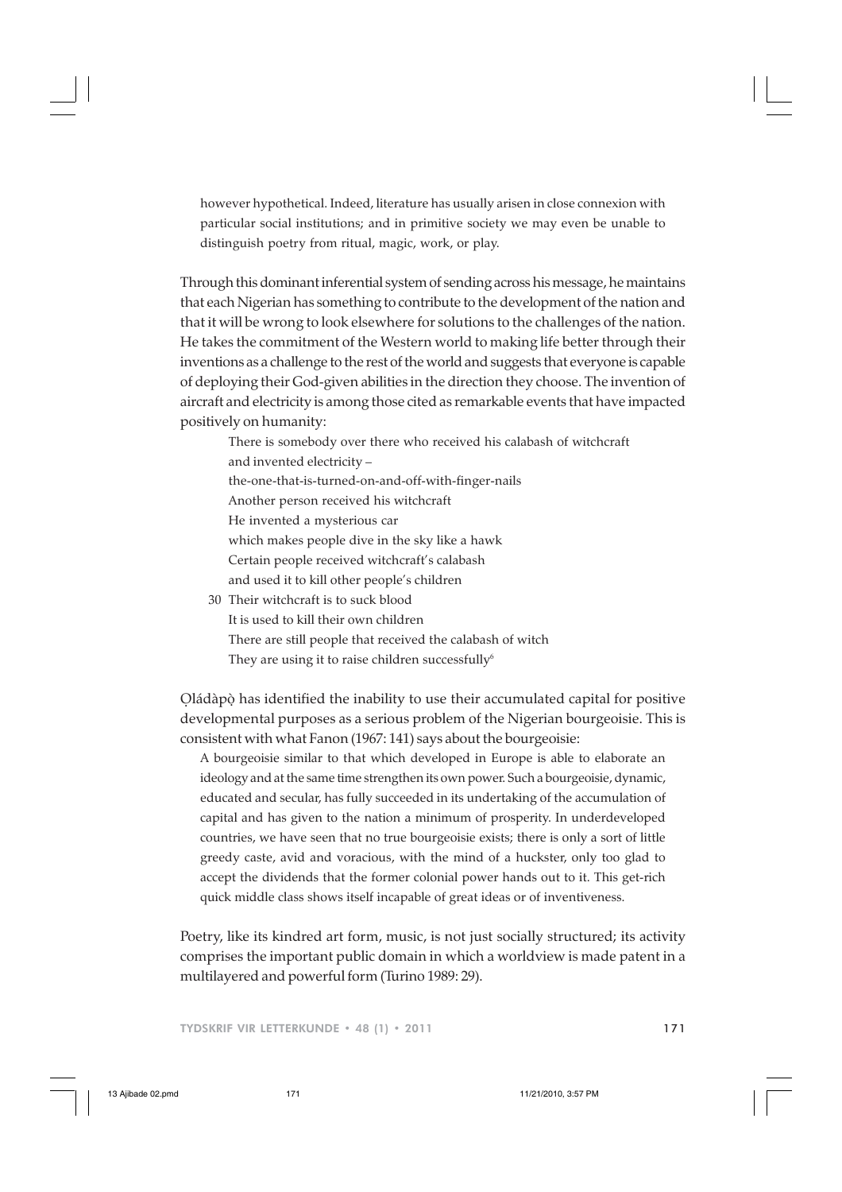however hypothetical. Indeed, literature has usually arisen in close connexion with particular social institutions; and in primitive society we may even be unable to distinguish poetry from ritual, magic, work, or play.

Through this dominant inferential system of sending across his message, he maintains that each Nigerian has something to contribute to the development of the nation and that it will be wrong to look elsewhere for solutions to the challenges of the nation. He takes the commitment of the Western world to making life better through their inventions as a challenge to the rest of the world and suggests that everyone is capable of deploying their God-given abilities in the direction they choose. The invention of aircraft and electricity is among those cited as remarkable events that have impacted positively on humanity:

> There is somebody over there who received his calabash of witchcraft
> and invented electricity –
> the-one-that-is-turned-on-and-off-with-finger-nails
> Another person received his witchcraft
> He invented a mysterious car
> which makes people dive in the sky like a hawk
> Certain people received witchcraft's calabash
> and used it to kill other people's children
> 30 Their witchcraft is to suck blood
> It is used to kill their own children
> There are still people that received the calabash of witch
> They are using it to raise children successfully[6]

Ọládàpọ̀ has identified the inability to use their accumulated capital for positive developmental purposes as a serious problem of the Nigerian bourgeoisie. This is consistent with what Fanon (1967: 141) says about the bourgeoisie:

> A bourgeoisie similar to that which developed in Europe is able to elaborate an ideology and at the same time strengthen its own power. Such a bourgeoisie, dynamic, educated and secular, has fully succeeded in its undertaking of the accumulation of capital and has given to the nation a minimum of prosperity. In underdeveloped countries, we have seen that no true bourgeoisie exists; there is only a sort of little greedy caste, avid and voracious, with the mind of a huckster, only too glad to accept the dividends that the former colonial power hands out to it. This get-rich quick middle class shows itself incapable of great ideas or of inventiveness.

Poetry, like its kindred art form, music, is not just socially structured; its activity comprises the important public domain in which a worldview is made patent in a multilayered and powerful form (Turino 1989: 29).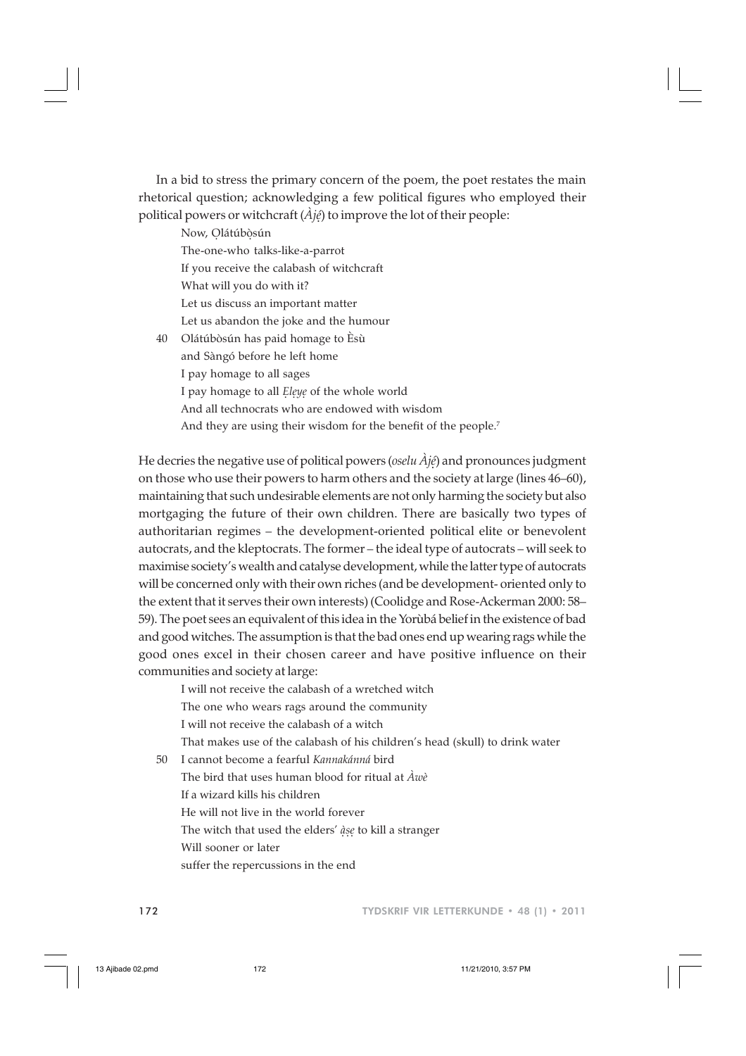In a bid to stress the primary concern of the poem, the poet restates the main rhetorical question; acknowledging a few political figures who employed their political powers or witchcraft (*Àjẹ́*) to improve the lot of their people:

> Now, Ọlátúbọ̀sún
> The-one-who talks-like-a-parrot
> If you receive the calabash of witchcraft
> What will you do with it?
> Let us discuss an important matter
> Let us abandon the joke and the humour
> 40 Olátúbòsún has paid homage to Èsù
> and Sàngó before he left home
> I pay homage to all sages
> I pay homage to all *Ẹlẹyẹ* of the whole world
> And all technocrats who are endowed with wisdom
> And they are using their wisdom for the benefit of the people.[7]

He decries the negative use of political powers (*oselu Àjẹ́*) and pronounces judgment on those who use their powers to harm others and the society at large (lines 46–60), maintaining that such undesirable elements are not only harming the society but also mortgaging the future of their own children. There are basically two types of authoritarian regimes – the development-oriented political elite or benevolent autocrats, and the kleptocrats. The former – the ideal type of autocrats – will seek to maximise society's wealth and catalyse development, while the latter type of autocrats will be concerned only with their own riches (and be development- oriented only to the extent that it serves their own interests) (Coolidge and Rose-Ackerman 2000: 58–59). The poet sees an equivalent of this idea in the Yorùbá belief in the existence of bad and good witches. The assumption is that the bad ones end up wearing rags while the good ones excel in their chosen career and have positive influence on their communities and society at large:

> I will not receive the calabash of a wretched witch
> The one who wears rags around the community
> I will not receive the calabash of a witch
> That makes use of the calabash of his children's head (skull) to drink water
> 50 I cannot become a fearful *Kannakánná* bird
> The bird that uses human blood for ritual at *Àwè*
> If a wizard kills his children
> He will not live in the world forever
> The witch that used the elders' *ạ̀sẹ* to kill a stranger
> Will sooner or later
> suffer the repercussions in the end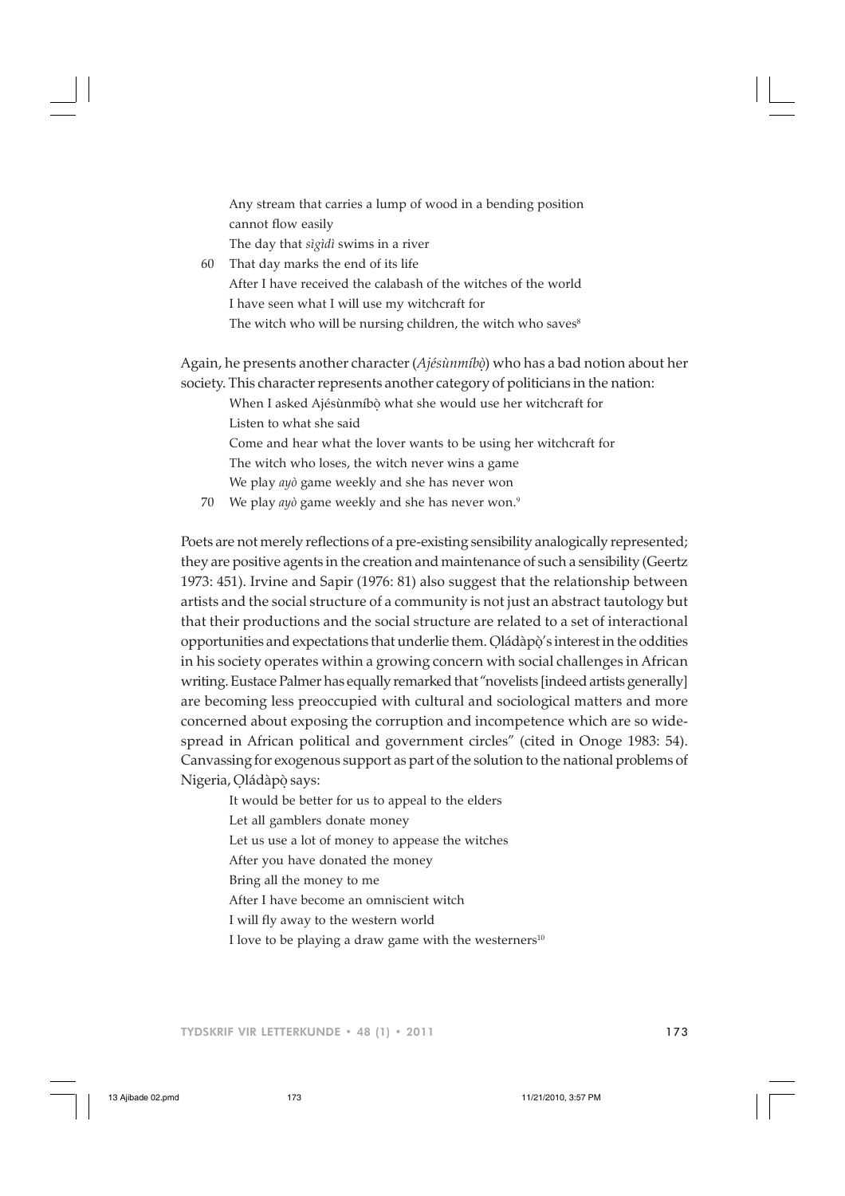Any stream that carries a lump of wood in a bending position  
cannot flow easily  
The day that *sìgìdì* swims in a river  
60 That day marks the end of its life  
After I have received the calabash of the witches of the world  
I have seen what I will use my witchcraft for  
The witch who will be nursing children, the witch who saves[8]

Again, he presents another character (*Ajésùnmíbọ̀*) who has a bad notion about her society. This character represents another category of politicians in the nation:

When I asked Ajésùnmíbọ̀ what she would use her witchcraft for  
Listen to what she said  
Come and hear what the lover wants to be using her witchcraft for  
The witch who loses, the witch never wins a game  
We play *ayò* game weekly and she has never won  
70 We play *ayò* game weekly and she has never won.[9]

Poets are not merely reflections of a pre-existing sensibility analogically represented; they are positive agents in the creation and maintenance of such a sensibility (Geertz 1973: 451). Irvine and Sapir (1976: 81) also suggest that the relationship between artists and the social structure of a community is not just an abstract tautology but that their productions and the social structure are related to a set of interactional opportunities and expectations that underlie them. Ọládàpọ̀'s interest in the oddities in his society operates within a growing concern with social challenges in African writing. Eustace Palmer has equally remarked that "novelists [indeed artists generally] are becoming less preoccupied with cultural and sociological matters and more concerned about exposing the corruption and incompetence which are so widespread in African political and government circles" (cited in Onoge 1983: 54). Canvassing for exogenous support as part of the solution to the national problems of Nigeria, Ọládàpọ̀ says:

It would be better for us to appeal to the elders  
Let all gamblers donate money  
Let us use a lot of money to appease the witches  
After you have donated the money  
Bring all the money to me  
After I have become an omniscient witch  
I will fly away to the western world  
I love to be playing a draw game with the westerners[10]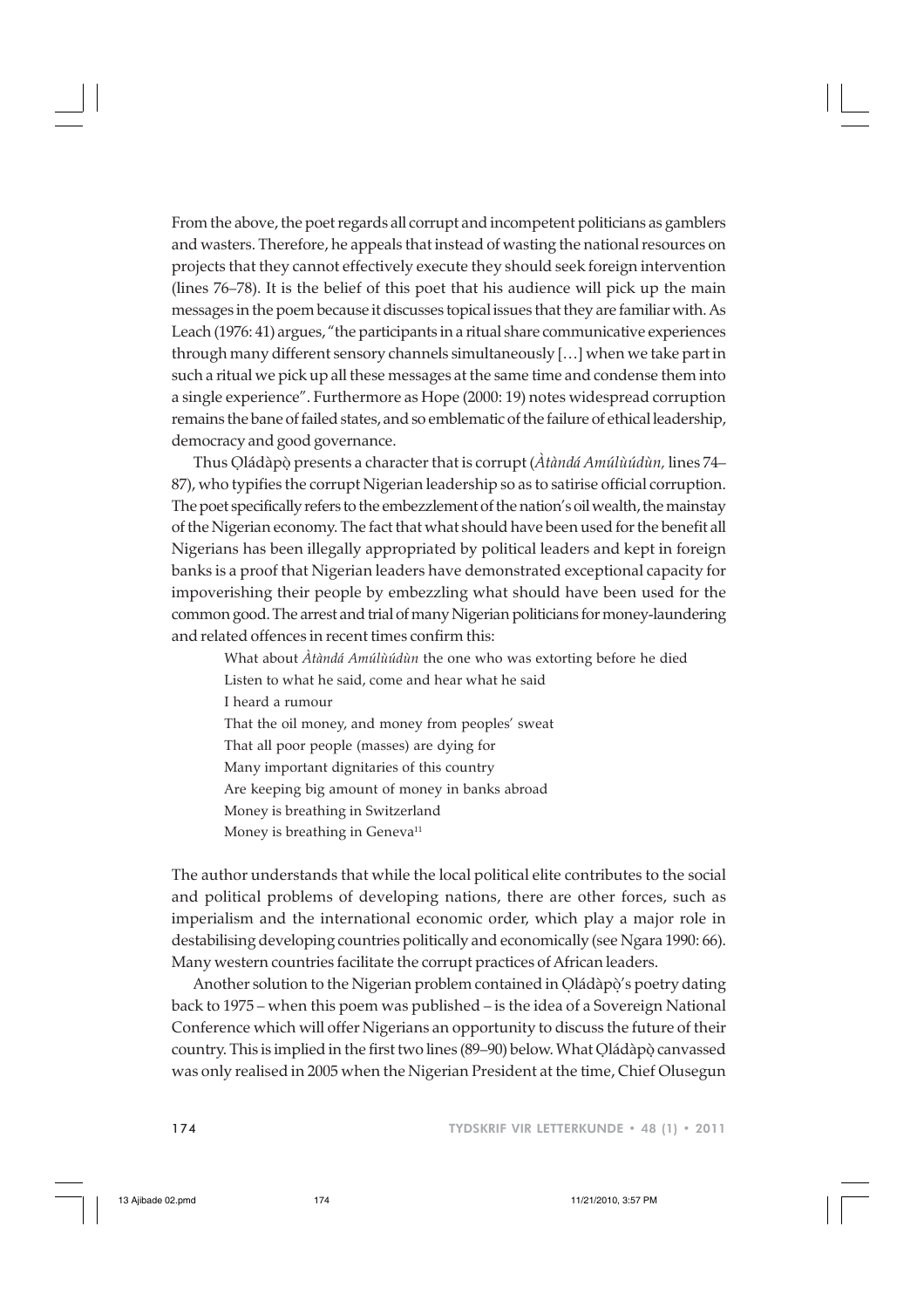From the above, the poet regards all corrupt and incompetent politicians as gamblers and wasters. Therefore, he appeals that instead of wasting the national resources on projects that they cannot effectively execute they should seek foreign intervention (lines 76–78). It is the belief of this poet that his audience will pick up the main messages in the poem because it discusses topical issues that they are familiar with. As Leach (1976: 41) argues, "the participants in a ritual share communicative experiences through many different sensory channels simultaneously […] when we take part in such a ritual we pick up all these messages at the same time and condense them into a single experience". Furthermore as Hope (2000: 19) notes widespread corruption remains the bane of failed states, and so emblematic of the failure of ethical leadership, democracy and good governance.

Thus Ọládàpọ̀ presents a character that is corrupt (*Àtàndá Amúlùúdùn,* lines 74–87), who typifies the corrupt Nigerian leadership so as to satirise official corruption. The poet specifically refers to the embezzlement of the nation's oil wealth, the mainstay of the Nigerian economy. The fact that what should have been used for the benefit all Nigerians has been illegally appropriated by political leaders and kept in foreign banks is a proof that Nigerian leaders have demonstrated exceptional capacity for impoverishing their people by embezzling what should have been used for the common good. The arrest and trial of many Nigerian politicians for money-laundering and related offences in recent times confirm this:

> What about *Àtàndá Amúlùúdùn* the one who was extorting before he died
> Listen to what he said, come and hear what he said
> I heard a rumour
> That the oil money, and money from peoples' sweat
> That all poor people (masses) are dying for
> Many important dignitaries of this country
> Are keeping big amount of money in banks abroad
> Money is breathing in Switzerland
> Money is breathing in Geneva[11]

The author understands that while the local political elite contributes to the social and political problems of developing nations, there are other forces, such as imperialism and the international economic order, which play a major role in destabilising developing countries politically and economically (see Ngara 1990: 66). Many western countries facilitate the corrupt practices of African leaders.

Another solution to the Nigerian problem contained in Ọládàpọ̀'s poetry dating back to 1975 – when this poem was published – is the idea of a Sovereign National Conference which will offer Nigerians an opportunity to discuss the future of their country. This is implied in the first two lines (89–90) below. What Ọládàpọ̀ canvassed was only realised in 2005 when the Nigerian President at the time, Chief Olusegun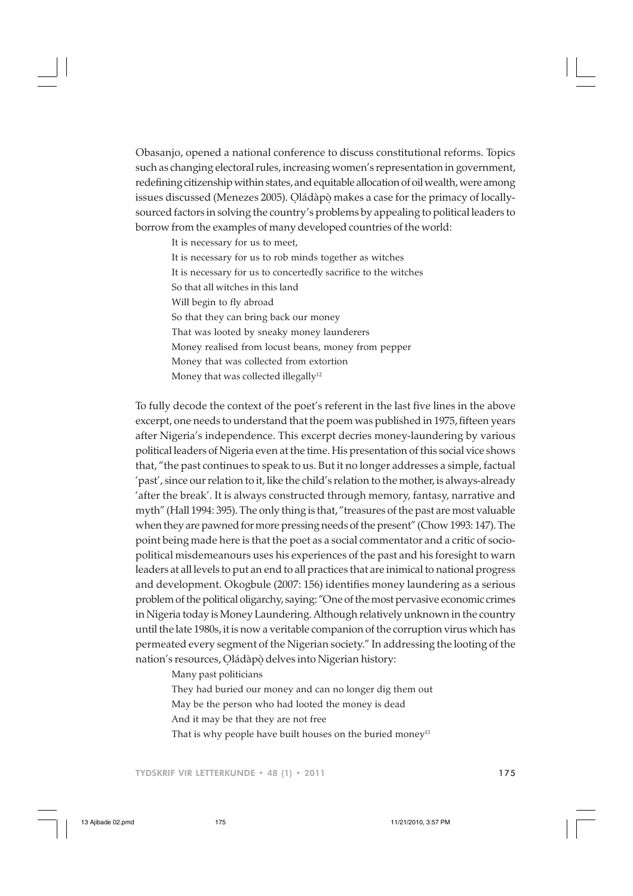Obasanjo, opened a national conference to discuss constitutional reforms. Topics such as changing electoral rules, increasing women's representation in government, redefining citizenship within states, and equitable allocation of oil wealth, were among issues discussed (Menezes 2005). Ọládàpọ̀ makes a case for the primacy of locally-sourced factors in solving the country's problems by appealing to political leaders to borrow from the examples of many developed countries of the world:

> It is necessary for us to meet,
> It is necessary for us to rob minds together as witches
> It is necessary for us to concertedly sacrifice to the witches
> So that all witches in this land
> Will begin to fly abroad
> So that they can bring back our money
> That was looted by sneaky money launderers
> Money realised from locust beans, money from pepper
> Money that was collected from extortion
> Money that was collected illegally[12]

To fully decode the context of the poet's referent in the last five lines in the above excerpt, one needs to understand that the poem was published in 1975, fifteen years after Nigeria's independence. This excerpt decries money-laundering by various political leaders of Nigeria even at the time. His presentation of this social vice shows that, "the past continues to speak to us. But it no longer addresses a simple, factual 'past', since our relation to it, like the child's relation to the mother, is always-already 'after the break'. It is always constructed through memory, fantasy, narrative and myth" (Hall 1994: 395). The only thing is that, "treasures of the past are most valuable when they are pawned for more pressing needs of the present" (Chow 1993: 147). The point being made here is that the poet as a social commentator and a critic of socio-political misdemeanours uses his experiences of the past and his foresight to warn leaders at all levels to put an end to all practices that are inimical to national progress and development. Okogbule (2007: 156) identifies money laundering as a serious problem of the political oligarchy, saying: "One of the most pervasive economic crimes in Nigeria today is Money Laundering. Although relatively unknown in the country until the late 1980s, it is now a veritable companion of the corruption virus which has permeated every segment of the Nigerian society." In addressing the looting of the nation's resources, Ọládàpọ̀ delves into Nigerian history:

> Many past politicians
> They had buried our money and can no longer dig them out
> May be the person who had looted the money is dead
> And it may be that they are not free
> That is why people have built houses on the buried money[13]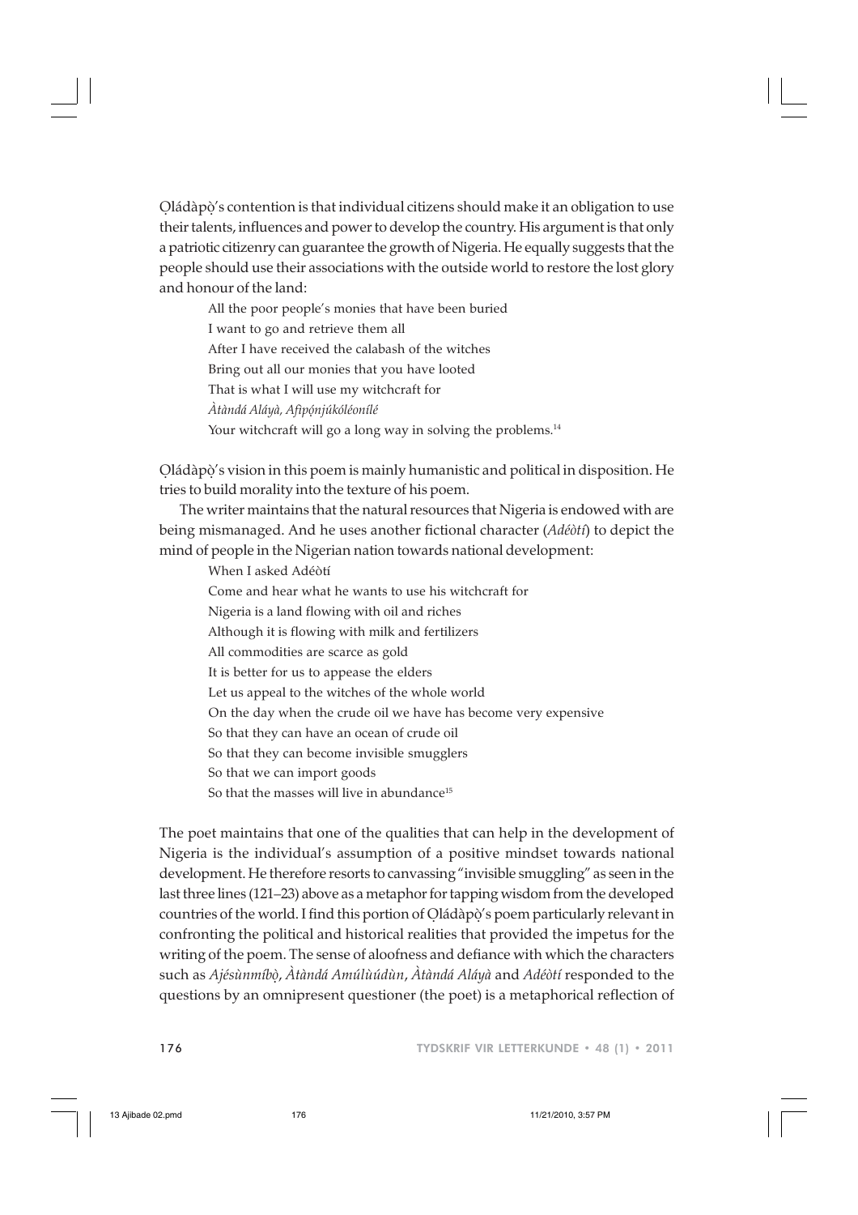Ọládàpọ̀'s contention is that individual citizens should make it an obligation to use their talents, influences and power to develop the country. His argument is that only a patriotic citizenry can guarantee the growth of Nigeria. He equally suggests that the people should use their associations with the outside world to restore the lost glory and honour of the land:

> All the poor people's monies that have been buried  
> I want to go and retrieve them all  
> After I have received the calabash of the witches  
> Bring out all our monies that you have looted  
> That is what I will use my witchcraft for  
> *Àtàndá Aláyà, Afipọ́njúkóléonílé*  
> Your witchcraft will go a long way in solving the problems.[14]

Ọládàpọ̀'s vision in this poem is mainly humanistic and political in disposition. He tries to build morality into the texture of his poem.

The writer maintains that the natural resources that Nigeria is endowed with are being mismanaged. And he uses another fictional character (*Adéòtí*) to depict the mind of people in the Nigerian nation towards national development:

> When I asked Adéòtí  
> Come and hear what he wants to use his witchcraft for  
> Nigeria is a land flowing with oil and riches  
> Although it is flowing with milk and fertilizers  
> All commodities are scarce as gold  
> It is better for us to appease the elders  
> Let us appeal to the witches of the whole world  
> On the day when the crude oil we have has become very expensive  
> So that they can have an ocean of crude oil  
> So that they can become invisible smugglers  
> So that we can import goods  
> So that the masses will live in abundance[15]

The poet maintains that one of the qualities that can help in the development of Nigeria is the individual's assumption of a positive mindset towards national development. He therefore resorts to canvassing "invisible smuggling" as seen in the last three lines (121–23) above as a metaphor for tapping wisdom from the developed countries of the world. I find this portion of Ọládàpọ̀'s poem particularly relevant in confronting the political and historical realities that provided the impetus for the writing of the poem. The sense of aloofness and defiance with which the characters such as *Ajésùnmíbọ̀*, *Àtàndá Amúlùúdùn*, *Àtàndá Aláyà* and *Adéòtí* responded to the questions by an omnipresent questioner (the poet) is a metaphorical reflection of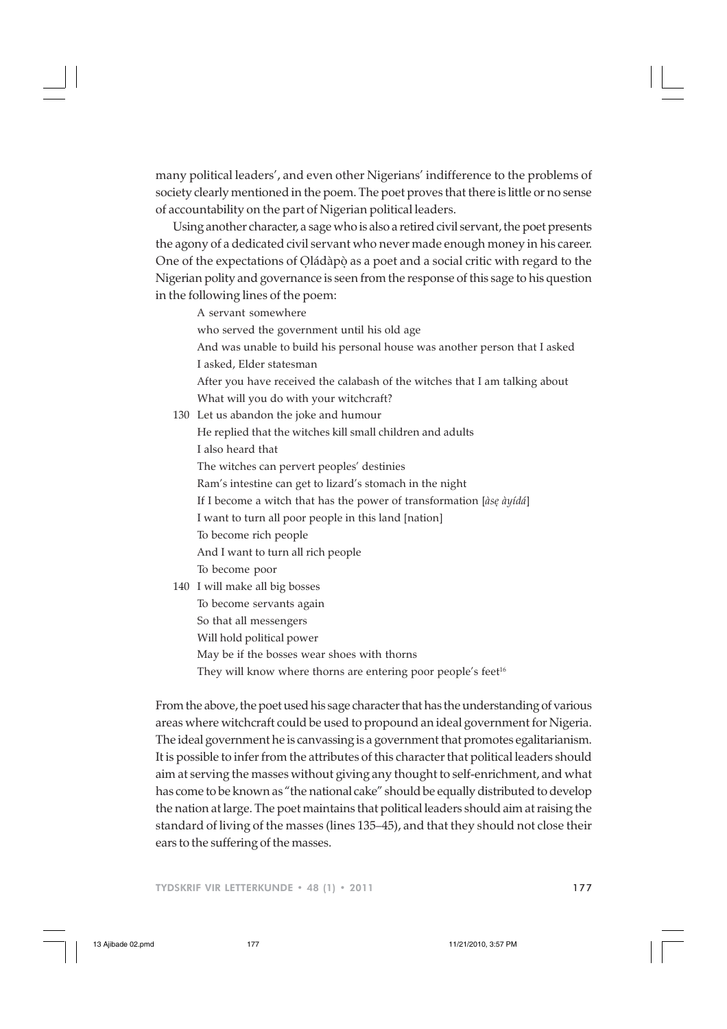many political leaders', and even other Nigerians' indifference to the problems of society clearly mentioned in the poem. The poet proves that there is little or no sense of accountability on the part of Nigerian political leaders.

Using another character, a sage who is also a retired civil servant, the poet presents the agony of a dedicated civil servant who never made enough money in his career. One of the expectations of Ọládàpọ̀ as a poet and a social critic with regard to the Nigerian polity and governance is seen from the response of this sage to his question in the following lines of the poem:

> A servant somewhere
> who served the government until his old age
> And was unable to build his personal house was another person that I asked
> I asked, Elder statesman
> After you have received the calabash of the witches that I am talking about
> What will you do with your witchcraft?
> 130 Let us abandon the joke and humour
> He replied that the witches kill small children and adults
> I also heard that
> The witches can pervert peoples' destinies
> Ram's intestine can get to lizard's stomach in the night
> If I become a witch that has the power of transformation [*àṣẹ àyídá*]
> I want to turn all poor people in this land [nation]
> To become rich people
> And I want to turn all rich people
> To become poor
> 140 I will make all big bosses
> To become servants again
> So that all messengers
> Will hold political power
> May be if the bosses wear shoes with thorns
> They will know where thorns are entering poor people's feet[16]

From the above, the poet used his sage character that has the understanding of various areas where witchcraft could be used to propound an ideal government for Nigeria. The ideal government he is canvassing is a government that promotes egalitarianism. It is possible to infer from the attributes of this character that political leaders should aim at serving the masses without giving any thought to self-enrichment, and what has come to be known as "the national cake" should be equally distributed to develop the nation at large. The poet maintains that political leaders should aim at raising the standard of living of the masses (lines 135–45), and that they should not close their ears to the suffering of the masses.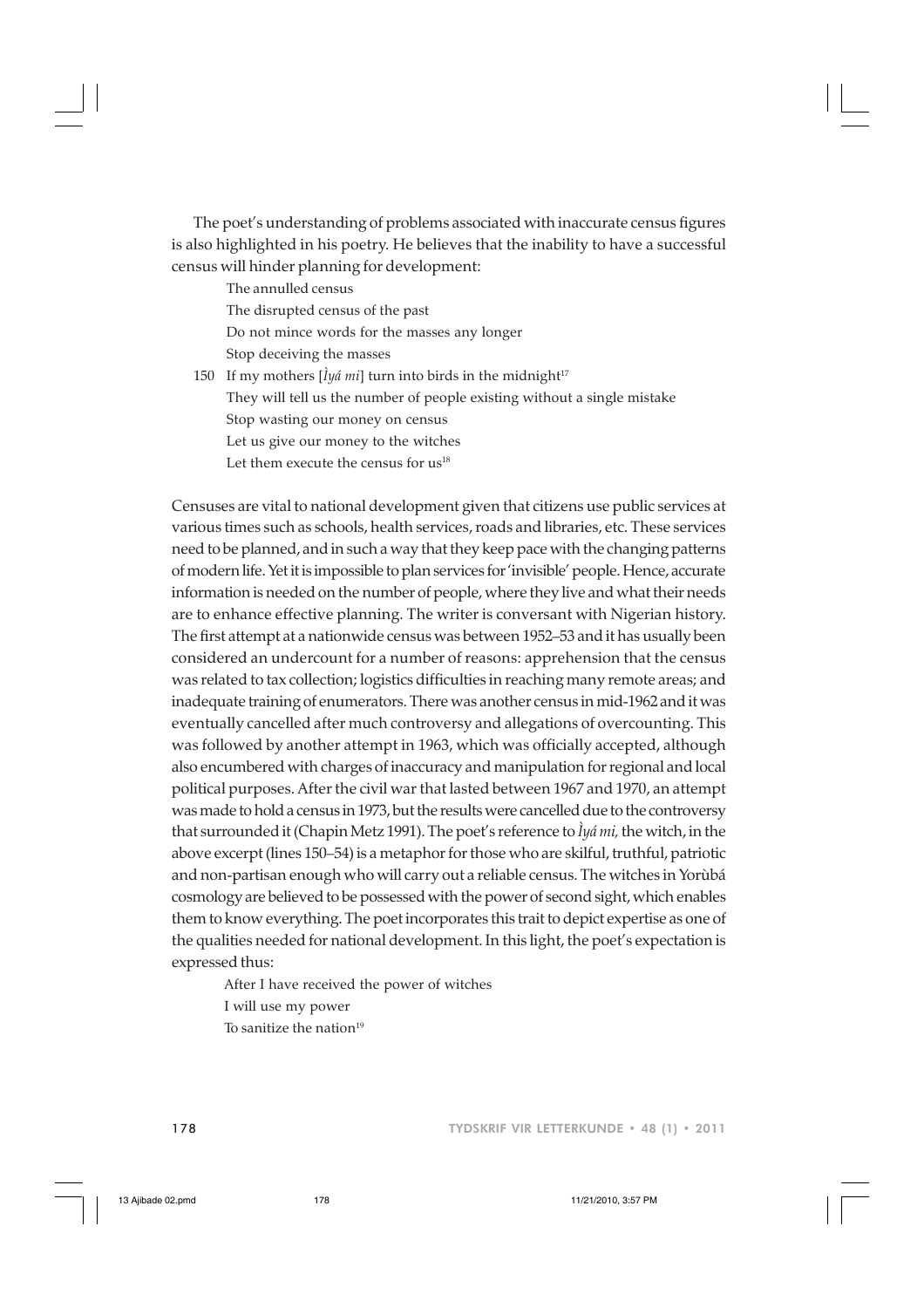The poet's understanding of problems associated with inaccurate census figures is also highlighted in his poetry. He believes that the inability to have a successful census will hinder planning for development:

> The annulled census
> The disrupted census of the past
> Do not mince words for the masses any longer
> Stop deceiving the masses
> 150 If my mothers [*Ìyá mi*] turn into birds in the midnight[17]
> They will tell us the number of people existing without a single mistake
> Stop wasting our money on census
> Let us give our money to the witches
> Let them execute the census for us[18]

Censuses are vital to national development given that citizens use public services at various times such as schools, health services, roads and libraries, etc. These services need to be planned, and in such a way that they keep pace with the changing patterns of modern life. Yet it is impossible to plan services for 'invisible' people. Hence, accurate information is needed on the number of people, where they live and what their needs are to enhance effective planning. The writer is conversant with Nigerian history. The first attempt at a nationwide census was between 1952–53 and it has usually been considered an undercount for a number of reasons: apprehension that the census was related to tax collection; logistics difficulties in reaching many remote areas; and inadequate training of enumerators. There was another census in mid-1962 and it was eventually cancelled after much controversy and allegations of overcounting. This was followed by another attempt in 1963, which was officially accepted, although also encumbered with charges of inaccuracy and manipulation for regional and local political purposes. After the civil war that lasted between 1967 and 1970, an attempt was made to hold a census in 1973, but the results were cancelled due to the controversy that surrounded it (Chapin Metz 1991). The poet's reference to *Ìyá mi,* the witch, in the above excerpt (lines 150–54) is a metaphor for those who are skilful, truthful, patriotic and non-partisan enough who will carry out a reliable census. The witches in Yorùbá cosmology are believed to be possessed with the power of second sight, which enables them to know everything. The poet incorporates this trait to depict expertise as one of the qualities needed for national development. In this light, the poet's expectation is expressed thus:

> After I have received the power of witches
> I will use my power
> To sanitize the nation[19]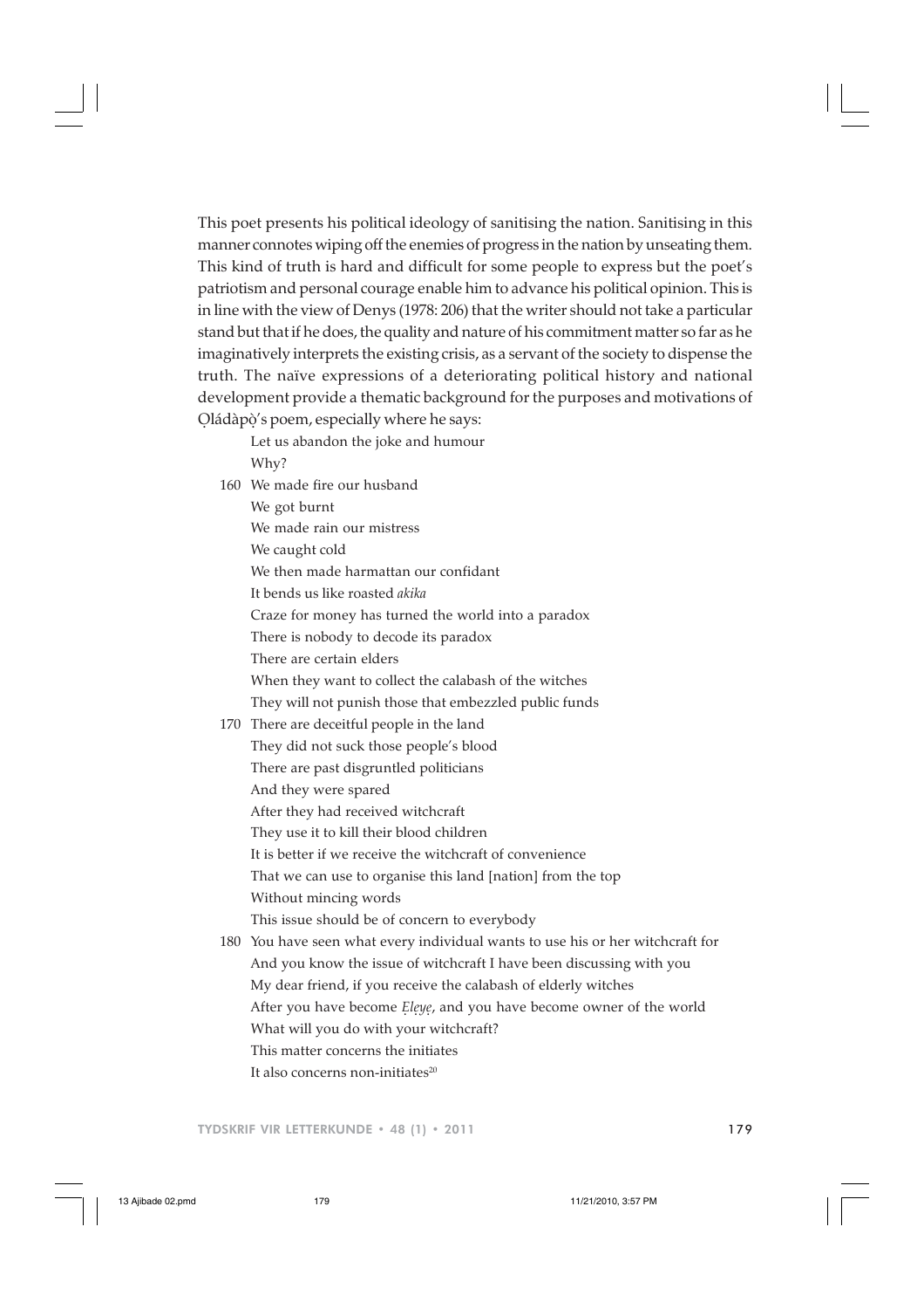This poet presents his political ideology of sanitising the nation. Sanitising in this manner connotes wiping off the enemies of progress in the nation by unseating them. This kind of truth is hard and difficult for some people to express but the poet's patriotism and personal courage enable him to advance his political opinion. This is in line with the view of Denys (1978: 206) that the writer should not take a particular stand but that if he does, the quality and nature of his commitment matter so far as he imaginatively interprets the existing crisis, as a servant of the society to dispense the truth. The naïve expressions of a deteriorating political history and national development provide a thematic background for the purposes and motivations of Ọ̀ládàpọ̀'s poem, especially where he says:

> Let us abandon the joke and humour
> Why?
> 160 We made fire our husband
> We got burnt
> We made rain our mistress
> We caught cold
> We then made harmattan our confidant
> It bends us like roasted *akika*
> Craze for money has turned the world into a paradox
> There is nobody to decode its paradox
> There are certain elders
> When they want to collect the calabash of the witches
> They will not punish those that embezzled public funds
> 170 There are deceitful people in the land
> They did not suck those people's blood
> There are past disgruntled politicians
> And they were spared
> After they had received witchcraft
> They use it to kill their blood children
> It is better if we receive the witchcraft of convenience
> That we can use to organise this land [nation] from the top
> Without mincing words
> This issue should be of concern to everybody
> 180 You have seen what every individual wants to use his or her witchcraft for
> And you know the issue of witchcraft I have been discussing with you
> My dear friend, if you receive the calabash of elderly witches
> After you have become *Ẹlẹyẹ*, and you have become owner of the world
> What will you do with your witchcraft?
> This matter concerns the initiates
> It also concerns non-initiates[20]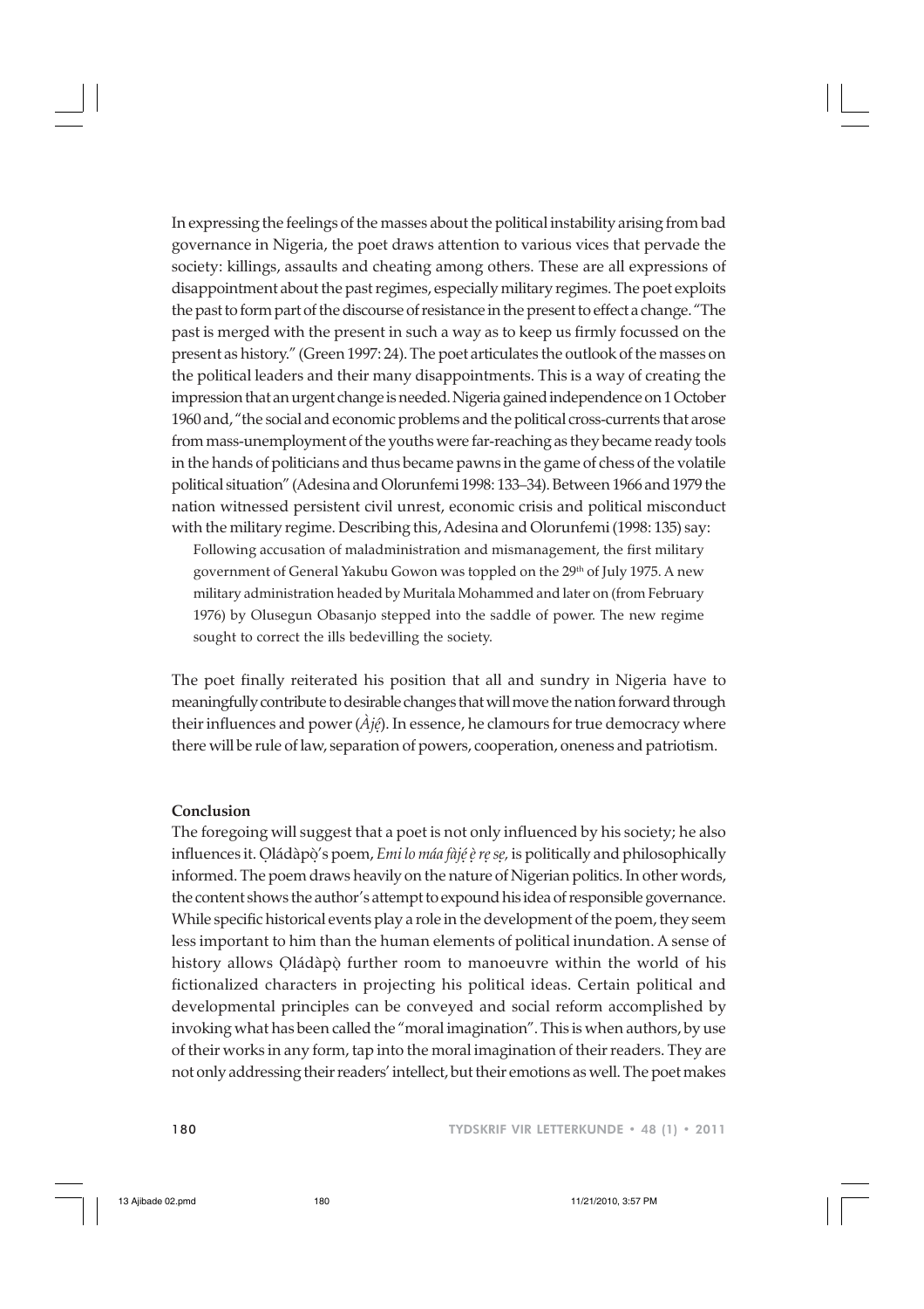In expressing the feelings of the masses about the political instability arising from bad governance in Nigeria, the poet draws attention to various vices that pervade the society: killings, assaults and cheating among others. These are all expressions of disappointment about the past regimes, especially military regimes. The poet exploits the past to form part of the discourse of resistance in the present to effect a change. "The past is merged with the present in such a way as to keep us firmly focussed on the present as history." (Green 1997: 24). The poet articulates the outlook of the masses on the political leaders and their many disappointments. This is a way of creating the impression that an urgent change is needed. Nigeria gained independence on 1 October 1960 and, "the social and economic problems and the political cross-currents that arose from mass-unemployment of the youths were far-reaching as they became ready tools in the hands of politicians and thus became pawns in the game of chess of the volatile political situation" (Adesina and Olorunfemi 1998: 133–34). Between 1966 and 1979 the nation witnessed persistent civil unrest, economic crisis and political misconduct with the military regime. Describing this, Adesina and Olorunfemi (1998: 135) say:

> Following accusation of maladministration and mismanagement, the first military government of General Yakubu Gowon was toppled on the 29th of July 1975. A new military administration headed by Muritala Mohammed and later on (from February 1976) by Olusegun Obasanjo stepped into the saddle of power. The new regime sought to correct the ills bedevilling the society.

The poet finally reiterated his position that all and sundry in Nigeria have to meaningfully contribute to desirable changes that will move the nation forward through their influences and power (*Àjẹ́*). In essence, he clamours for true democracy where there will be rule of law, separation of powers, cooperation, oneness and patriotism.

**Conclusion**

The foregoing will suggest that a poet is not only influenced by his society; he also influences it. Ọládàpọ̀'s poem, *Emi lo máa fàjẹ́ ẹ̀ rẹ sẹ,* is politically and philosophically informed. The poem draws heavily on the nature of Nigerian politics. In other words, the content shows the author's attempt to expound his idea of responsible governance. While specific historical events play a role in the development of the poem, they seem less important to him than the human elements of political inundation. A sense of history allows Ọládàpọ̀ further room to manoeuvre within the world of his fictionalized characters in projecting his political ideas. Certain political and developmental principles can be conveyed and social reform accomplished by invoking what has been called the "moral imagination". This is when authors, by use of their works in any form, tap into the moral imagination of their readers. They are not only addressing their readers' intellect, but their emotions as well. The poet makes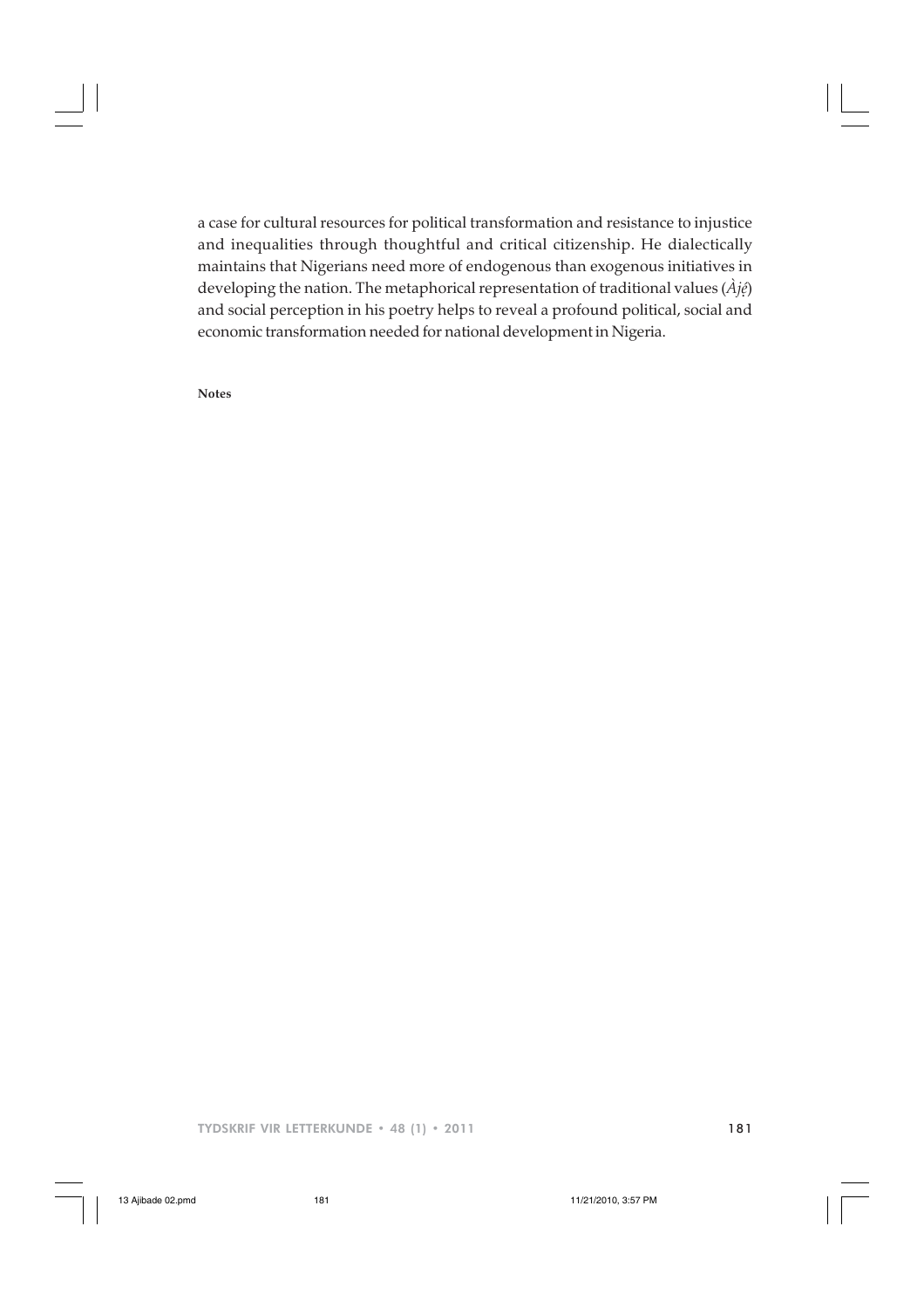a case for cultural resources for political transformation and resistance to injustice and inequalities through thoughtful and critical citizenship. He dialectically maintains that Nigerians need more of endogenous than exogenous initiatives in developing the nation. The metaphorical representation of traditional values (*Àjẹ́*) and social perception in his poetry helps to reveal a profound political, social and economic transformation needed for national development in Nigeria.

**Notes**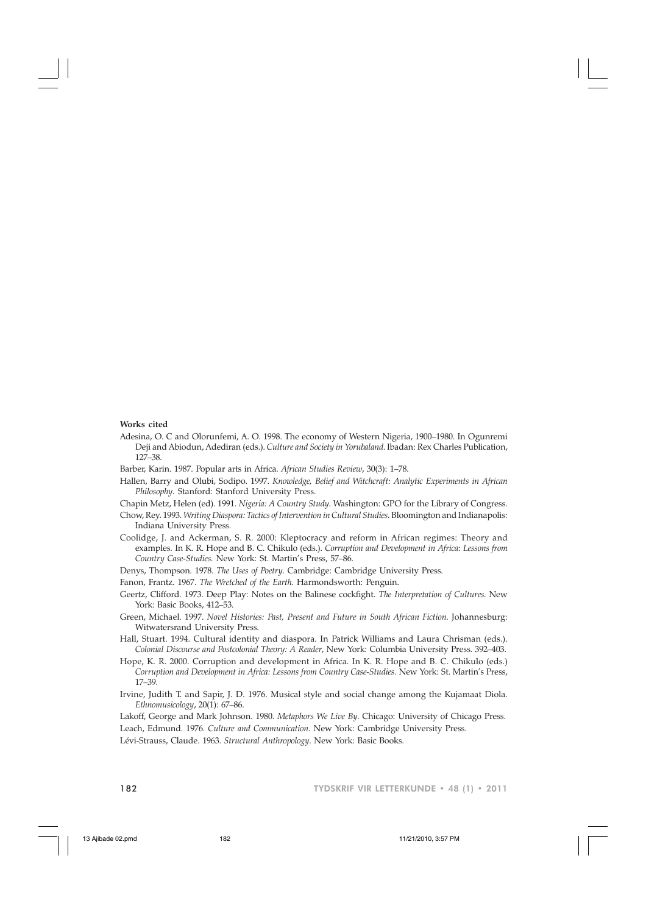**Works cited**

Adesina, O. C and Olorunfemi, A. O. 1998. The economy of Western Nigeria, 1900–1980. In Ogunremi Deji and Abiodun, Adediran (eds.). *Culture and Society in Yorubaland*. Ibadan: Rex Charles Publication, 127–38.

Barber, Karin. 1987. Popular arts in Africa. *African Studies Review*, 30(3): 1–78.

Hallen, Barry and Olubi, Sodipo. 1997. *Knowledge, Belief and Witchcraft: Analytic Experiments in African Philosophy*. Stanford: Stanford University Press.

Chapin Metz, Helen (ed). 1991. *Nigeria: A Country Study*. Washington: GPO for the Library of Congress.

Chow, Rey. 1993. *Writing Diaspora: Tactics of Intervention in Cultural Studies*. Bloomington and Indianapolis: Indiana University Press.

Coolidge, J. and Ackerman, S. R. 2000: Kleptocracy and reform in African regimes: Theory and examples. In K. R. Hope and B. C. Chikulo (eds.). *Corruption and Development in Africa: Lessons from Country Case-Studies.* New York: St. Martin's Press, 57–86.

Denys, Thompson. 1978. *The Uses of Poetry*. Cambridge: Cambridge University Press.

Fanon, Frantz. 1967. *The Wretched of the Earth*. Harmondsworth: Penguin.

Geertz, Clifford. 1973. Deep Play: Notes on the Balinese cockfight. *The Interpretation of Cultures*. New York: Basic Books, 412–53.

Green, Michael. 1997. *Novel Histories: Past, Present and Future in South African Fiction*. Johannesburg: Witwatersrand University Press.

Hall, Stuart. 1994. Cultural identity and diaspora. In Patrick Williams and Laura Chrisman (eds.). *Colonial Discourse and Postcolonial Theory: A Reader*, New York: Columbia University Press. 392–403.

Hope, K. R. 2000. Corruption and development in Africa. In K. R. Hope and B. C. Chikulo (eds.) *Corruption and Development in Africa: Lessons from Country Case-Studies.* New York: St. Martin's Press, 17–39.

Irvine, Judith T. and Sapir, J. D. 1976. Musical style and social change among the Kujamaat Diola. *Ethnomusicology*, 20(1): 67–86.

Lakoff, George and Mark Johnson. 1980. *Metaphors We Live By*. Chicago: University of Chicago Press.

Leach, Edmund. 1976. *Culture and Communication*. New York: Cambridge University Press.

Lévi-Strauss, Claude. 1963. *Structural Anthropology*. New York: Basic Books.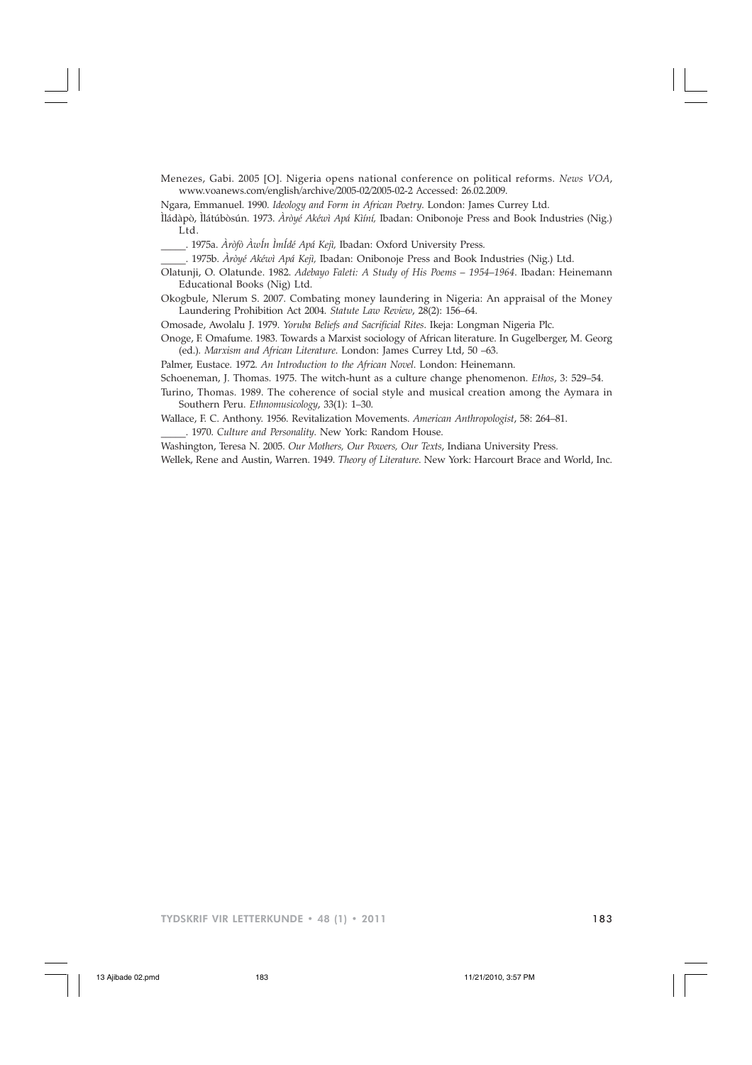Menezes, Gabi. 2005 [O]. Nigeria opens national conference on political reforms. *News VOA*, www.voanews.com/english/archive/2005-02/2005-02-2 Accessed: 26.02.2009.

Ngara, Emmanuel. 1990. *Ideology and Form in African Poetry*. London: James Currey Ltd.

Ìládàpò, Ìlátúbòsún. 1973. *Àròyé Akéwì Apá Kìíní,* Ibadan: Onibonoje Press and Book Industries (Nig.) Ltd.

_____. 1975a. *Àròfò ÀwÍn ÌmÍdé Apá Kejì,* Ibadan: Oxford University Press.

_____. 1975b. *Àròyé Akéwì Apá Kejì,* Ibadan: Onibonoje Press and Book Industries (Nig.) Ltd.

Olatunji, O. Olatunde. 1982. *Adebayo Faleti: A Study of His Poems – 1954–1964*. Ibadan: Heinemann Educational Books (Nig) Ltd.

Okogbule, Nlerum S. 2007. Combating money laundering in Nigeria: An appraisal of the Money Laundering Prohibition Act 2004. *Statute Law Review*, 28(2): 156–64.

Omosade, Awolalu J. 1979. *Yoruba Beliefs and Sacrificial Rites*. Ikeja: Longman Nigeria Plc.

Onoge, F. Omafume. 1983. Towards a Marxist sociology of African literature. In Gugelberger, M. Georg (ed.). *Marxism and African Literature*. London: James Currey Ltd, 50 –63.

Palmer, Eustace. 1972. *An Introduction to the African Novel*. London: Heinemann.

Schoeneman, J. Thomas. 1975. The witch-hunt as a culture change phenomenon. *Ethos*, 3: 529–54.

Turino, Thomas. 1989. The coherence of social style and musical creation among the Aymara in Southern Peru. *Ethnomusicology*, 33(1): 1–30.

Wallace, F. C. Anthony. 1956. Revitalization Movements. *American Anthropologist*, 58: 264–81.

_____. 1970. *Culture and Personality*. New York: Random House.

Washington, Teresa N. 2005. *Our Mothers, Our Powers, Our Texts*, Indiana University Press.

Wellek, Rene and Austin, Warren. 1949. *Theory of Literature*. New York: Harcourt Brace and World, Inc.